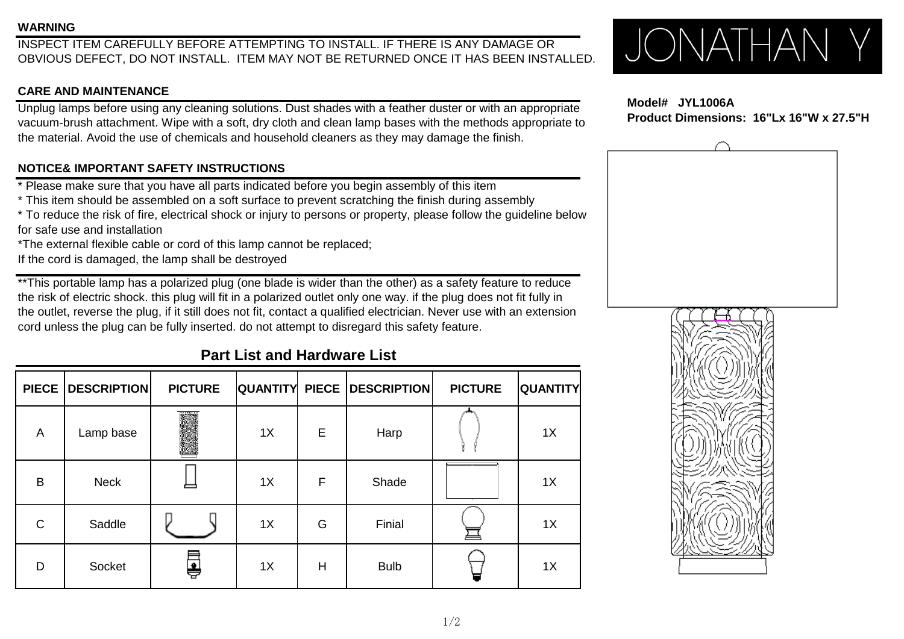# JONATHAN Y

**Model# JYL1006A**
**Product Dimensions: 16"Lx 16"W x 27.5"H**

## WARNING

INSPECT ITEM CAREFULLY BEFORE ATTEMPTING TO INSTALL. IF THERE IS ANY DAMAGE OR OBVIOUS DEFECT, DO NOT INSTALL. ITEM MAY NOT BE RETURNED ONCE IT HAS BEEN INSTALLED.

## CARE AND MAINTENANCE

Unplug lamps before using any cleaning solutions. Dust shades with a feather duster or with an appropriate vacuum-brush attachment. Wipe with a soft, dry cloth and clean lamp bases with the methods appropriate to the material. Avoid the use of chemicals and household cleaners as they may damage the finish.

## NOTICE& IMPORTANT SAFETY INSTRUCTIONS

* Please make sure that you have all parts indicated before you begin assembly of this item
* This item should be assembled on a soft surface to prevent scratching the finish during assembly
* To reduce the risk of fire, electrical shock or injury to persons or property, please follow the guideline below for safe use and installation
*The external flexible cable or cord of this lamp cannot be replaced;
If the cord is damaged, the lamp shall be destroyed

**This portable lamp has a polarized plug (one blade is wider than the other) as a safety feature to reduce the risk of electric shock. this plug will fit in a polarized outlet only one way. if the plug does not fit fully in the outlet, reverse the plug, if it still does not fit, contact a qualified electrician. Never use with an extension cord unless the plug can be fully inserted. do not attempt to disregard this safety feature.

## Part List and Hardware List

| PIECE | DESCRIPTION | PICTURE | QUANTITY | PIECE | DESCRIPTION | PICTURE | QUANTITY |
|---|---|---|---|---|---|---|---|
| A | Lamp base | | 1X | E | Harp | | 1X |
| B | Neck | | 1X | F | Shade | | 1X |
| C | Saddle | | 1X | G | Finial | | 1X |
| D | Socket | | 1X | H | Bulb | | 1X |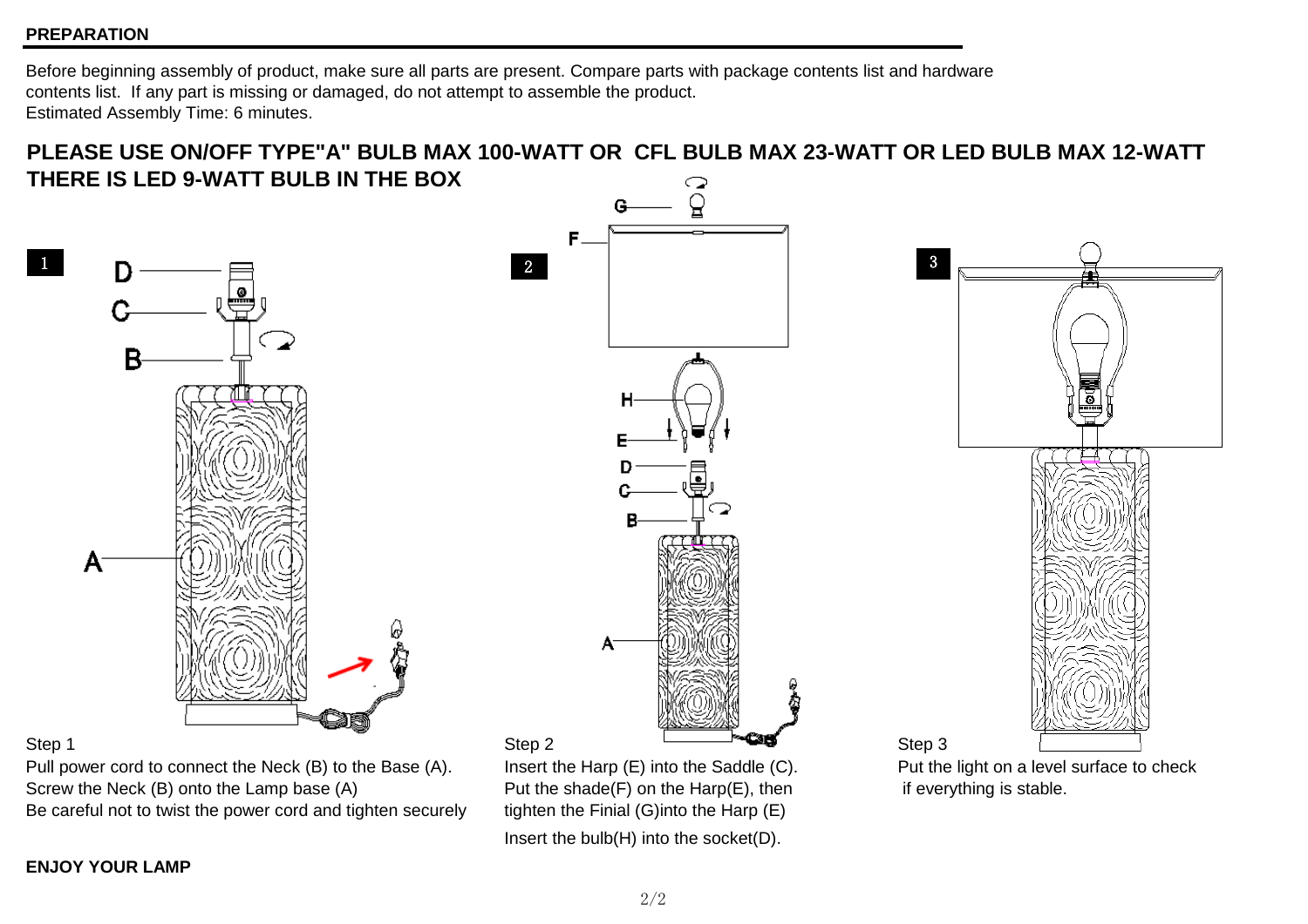## PREPARATION

Before beginning assembly of product, make sure all parts are present. Compare parts with package contents list and hardware contents list. If any part is missing or damaged, do not attempt to assemble the product.
Estimated Assembly Time: 6 minutes.

**PLEASE USE ON/OFF TYPE"A" BULB MAX 100-WATT OR CFL BULB MAX 23-WATT OR LED BULB MAX 12-WATT THERE IS LED 9-WATT BULB IN THE BOX**

1

D
C
B
A

Step 1
Pull power cord to connect the Neck (B) to the Base (A).
Screw the Neck (B) onto the Lamp base (A)
Be careful not to twist the power cord and tighten securely

2

G
F
H
E
D
C
B
A

Step 2
Insert the Harp (E) into the Saddle (C).
Put the shade(F) on the Harp(E), then tighten the Finial (G)into the Harp (E)
Insert the bulb(H) into the socket(D).

3

Step 3
Put the light on a level surface to check if everything is stable.

**ENJOY YOUR LAMP**